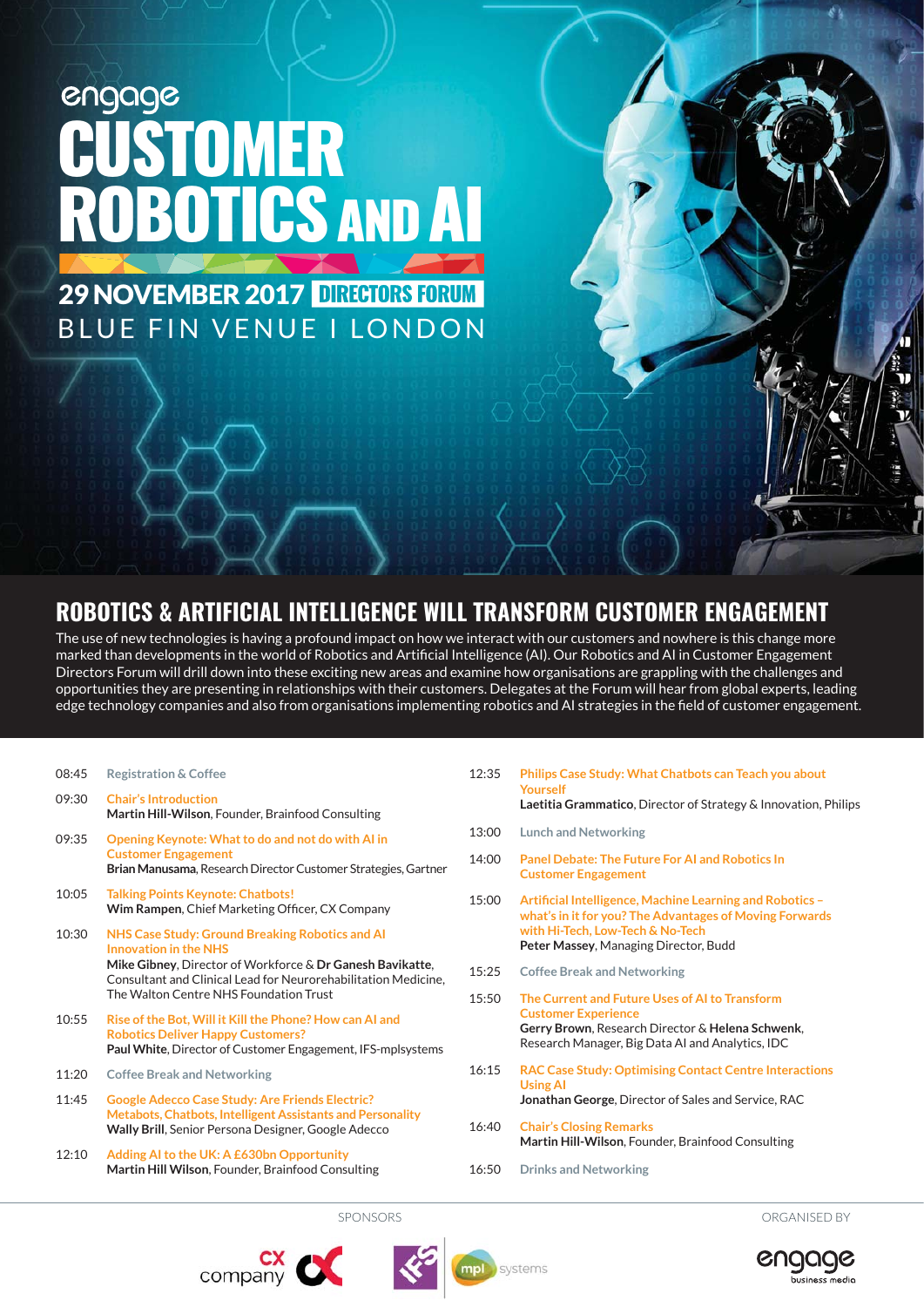engage

# CUSTOMER ROBOTICS AND AI

**29 NOVEMBER 2017** DIRECTORS FORUM

BLUE FIN VENUE I LONDON

## ROBOTICS & ARTIFICIAL INTELLIGENCE WILL TRANSFORM CUSTOMER ENGAGEMENT

The use of new technologies is having a profound impact on how we interact with our customers and nowhere is this change more marked than developments in the world of Robotics and Artificial Intelligence (AI). Our Robotics and AI in Customer Engagement Directors Forum will drill down into these exciting new areas and examine how organisations are grappling with the challenges and opportunities they are presenting in relationships with their customers. Delegates at the Forum will hear from global experts, leading edge technology companies and also from organisations implementing robotics and AI strategies in the field of customer engagement.

08:45 Registration & Coffee

09:30 **Chair's Introduction**
**Martin Hill-Wilson**, Founder, Brainfood Consulting

09:35 **Opening Keynote: What to do and not do with AI in Customer Engagement**
**Brian Manusama**, Research Director Customer Strategies, Gartner

10:05 **Talking Points Keynote: Chatbots!**
**Wim Rampen**, Chief Marketing Officer, CX Company

10:30 **NHS Case Study: Ground Breaking Robotics and AI Innovation in the NHS**
**Mike Gibney**, Director of Workforce & **Dr Ganesh Bavikatte**, Consultant and Clinical Lead for Neurorehabilitation Medicine, The Walton Centre NHS Foundation Trust

10:55 **Rise of the Bot, Will it Kill the Phone? How can AI and Robotics Deliver Happy Customers?**
**Paul White**, Director of Customer Engagement, IFS-mplsystems

11:20 Coffee Break and Networking

11:45 **Google Adecco Case Study: Are Friends Electric? Metabots, Chatbots, Intelligent Assistants and Personality**
**Wally Brill**, Senior Persona Designer, Google Adecco

12:10 **Adding AI to the UK: A £630bn Opportunity**
**Martin Hill Wilson**, Founder, Brainfood Consulting

12:35 **Philips Case Study: What Chatbots can Teach you about Yourself**
**Laetitia Grammatico**, Director of Strategy & Innovation, Philips

13:00 Lunch and Networking

14:00 **Panel Debate: The Future For AI and Robotics In Customer Engagement**

15:00 **Artificial Intelligence, Machine Learning and Robotics – what's in it for you? The Advantages of Moving Forwards with Hi-Tech, Low-Tech & No-Tech**
**Peter Massey**, Managing Director, Budd

15:25 Coffee Break and Networking

15:50 **The Current and Future Uses of AI to Transform Customer Experience**
**Gerry Brown**, Research Director & **Helena Schwenk**, Research Manager, Big Data AI and Analytics, IDC

16:15 **RAC Case Study: Optimising Contact Centre Interactions Using AI**
**Jonathan George**, Director of Sales and Service, RAC

16:40 **Chair's Closing Remarks**
**Martin Hill-Wilson**, Founder, Brainfood Consulting

16:50 Drinks and Networking

SPONSORS

CX company | mpl systems

ORGANISED BY

engage business media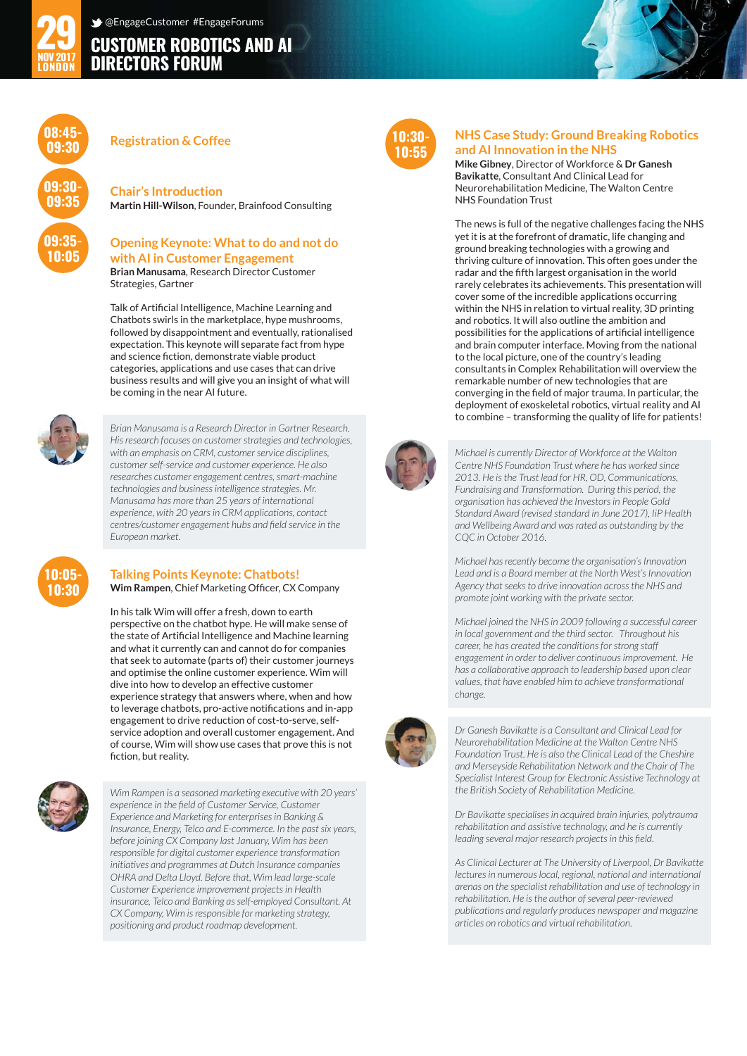# CUSTOMER ROBOTICS AND AI DIRECTORS FORUM

29 NOV 2017 LONDON

@EngageCustomer #EngageForums

## 08:45-09:30 Registration & Coffee

## 09:30-09:35 Chair's Introduction

**Martin Hill-Wilson**, Founder, Brainfood Consulting

## 09:35-10:05 Opening Keynote: What to do and not do with AI in Customer Engagement

**Brian Manusama**, Research Director Customer Strategies, Gartner

Talk of Artificial Intelligence, Machine Learning and Chatbots swirls in the marketplace, hype mushrooms, followed by disappointment and eventually, rationalised expectation. This keynote will separate fact from hype and science fiction, demonstrate viable product categories, applications and use cases that can drive business results and will give you an insight of what will be coming in the near AI future.

*Brian Manusama is a Research Director in Gartner Research. His research focuses on customer strategies and technologies, with an emphasis on CRM, customer service disciplines, customer self-service and customer experience. He also researches customer engagement centres, smart-machine technologies and business intelligence strategies. Mr. Manusama has more than 25 years of international experience, with 20 years in CRM applications, contact centres/customer engagement hubs and field service in the European market.*

## 10:05-10:30 Talking Points Keynote: Chatbots!

**Wim Rampen**, Chief Marketing Officer, CX Company

In his talk Wim will offer a fresh, down to earth perspective on the chatbot hype. He will make sense of the state of Artificial Intelligence and Machine learning and what it currently can and cannot do for companies that seek to automate (parts of) their customer journeys and optimise the online customer experience. Wim will dive into how to develop an effective customer experience strategy that answers where, when and how to leverage chatbots, pro-active notifications and in-app engagement to drive reduction of cost-to-serve, self-service adoption and overall customer engagement. And of course, Wim will show use cases that prove this is not fiction, but reality.

*Wim Rampen is a seasoned marketing executive with 20 years' experience in the field of Customer Service, Customer Experience and Marketing for enterprises in Banking & Insurance, Energy, Telco and E-commerce. In the past six years, before joining CX Company last January, Wim has been responsible for digital customer experience transformation initiatives and programmes at Dutch Insurance companies OHRA and Delta Lloyd. Before that, Wim lead large-scale Customer Experience improvement projects in Health insurance, Telco and Banking as self-employed Consultant. At CX Company, Wim is responsible for marketing strategy, positioning and product roadmap development.*

## 10:30-10:55 NHS Case Study: Ground Breaking Robotics and AI Innovation in the NHS

**Mike Gibney**, Director of Workforce & **Dr Ganesh Bavikatte**, Consultant And Clinical Lead for Neurorehabilitation Medicine, The Walton Centre NHS Foundation Trust

The news is full of the negative challenges facing the NHS yet it is at the forefront of dramatic, life changing and ground breaking technologies with a growing and thriving culture of innovation. This often goes under the radar and the fifth largest organisation in the world rarely celebrates its achievements. This presentation will cover some of the incredible applications occurring within the NHS in relation to virtual reality, 3D printing and robotics. It will also outline the ambition and possibilities for the applications of artificial intelligence and brain computer interface. Moving from the national to the local picture, one of the country's leading consultants in Complex Rehabilitation will overview the remarkable number of new technologies that are converging in the field of major trauma. In particular, the deployment of exoskeletal robotics, virtual reality and AI to combine – transforming the quality of life for patients!

*Michael is currently Director of Workforce at the Walton Centre NHS Foundation Trust where he has worked since 2013. He is the Trust lead for HR, OD, Communications, Fundraising and Transformation. During this period, the organisation has achieved the Investors in People Gold Standard Award (revised standard in June 2017), IiP Health and Wellbeing Award and was rated as outstanding by the CQC in October 2016.*

*Michael has recently become the organisation's Innovation Lead and is a Board member at the North West's Innovation Agency that seeks to drive innovation across the NHS and promote joint working with the private sector.*

*Michael joined the NHS in 2009 following a successful career in local government and the third sector. Throughout his career, he has created the conditions for strong staff engagement in order to deliver continuous improvement. He has a collaborative approach to leadership based upon clear values, that have enabled him to achieve transformational change.*

*Dr Ganesh Bavikatte is a Consultant and Clinical Lead for Neurorehabilitation Medicine at the Walton Centre NHS Foundation Trust. He is also the Clinical Lead of the Cheshire and Merseyside Rehabilitation Network and the Chair of The Specialist Interest Group for Electronic Assistive Technology at the British Society of Rehabilitation Medicine.*

*Dr Bavikatte specialises in acquired brain injuries, polytrauma rehabilitation and assistive technology, and he is currently leading several major research projects in this field.*

*As Clinical Lecturer at The University of Liverpool, Dr Bavikatte lectures in numerous local, regional, national and international arenas on the specialist rehabilitation and use of technology in rehabilitation. He is the author of several peer-reviewed publications and regularly produces newspaper and magazine articles on robotics and virtual rehabilitation.*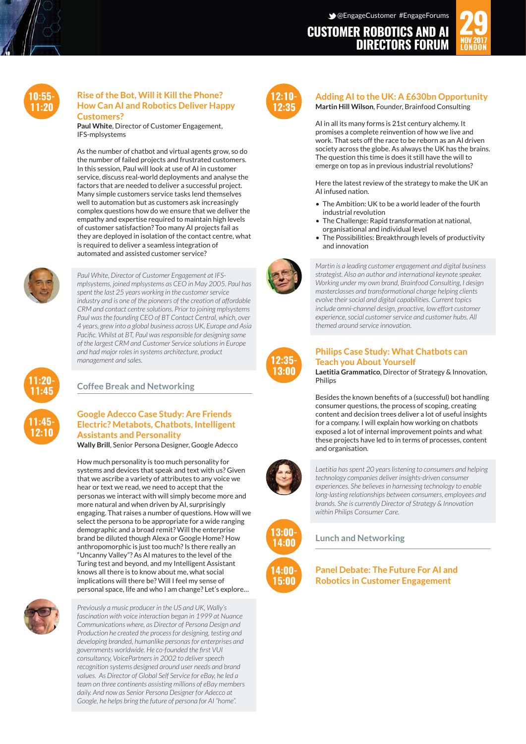# CUSTOMER ROBOTICS AND AI DIRECTORS FORUM

@EngageCustomer #EngageForums

29 NOV 2017 LONDON

**10:55-11:20**

## Rise of the Bot, Will it Kill the Phone? How Can AI and Robotics Deliver Happy Customers?

**Paul White**, Director of Customer Engagement, IFS-mplsystems

As the number of chatbot and virtual agents grow, so do the number of failed projects and frustrated customers. In this session, Paul will look at use of AI in customer service, discuss real-world deployments and analyse the factors that are needed to deliver a successful project. Many simple customers service tasks lend themselves well to automation but as customers ask increasingly complex questions how do we ensure that we deliver the empathy and expertise required to maintain high levels of customer satisfaction? Too many AI projects fail as they are deployed in isolation of the contact centre, what is required to deliver a seamless integration of automated and assisted customer service?

*Paul White, Director of Customer Engagement at IFS-mplsystems, joined mplsystems as CEO in May 2005. Paul has spent the last 25 years working in the customer service industry and is one of the pioneers of the creation of affordable CRM and contact centre solutions. Prior to joining mplsystems Paul was the founding CEO of BT Contact Central, which, over 4 years, grew into a global business across UK, Europe and Asia Pacific. Whilst at BT, Paul was responsible for designing some of the largest CRM and Customer Service solutions in Europe and had major roles in systems architecture, product management and sales.*

**11:20-11:45**

## Coffee Break and Networking

**11:45-12:10**

## Google Adecco Case Study: Are Friends Electric? Metabots, Chatbots, Intelligent Assistants and Personality

**Wally Brill**, Senior Persona Designer, Google Adecco

How much personality is too much personality for systems and devices that speak and text with us? Given that we ascribe a variety of attributes to any voice we hear or text we read, we need to accept that the personas we interact with will simply become more and more natural and when driven by AI, surprisingly engaging. That raises a number of questions. How will we select the persona to be appropriate for a wide ranging demographic and a broad remit? Will the enterprise brand be diluted though Alexa or Google Home? How anthropomorphic is just too much? Is there really an "Uncanny Valley"? As AI matures to the level of the Turing test and beyond, and my Intelligent Assistant knows all there is to know about me, what social implications will there be? Will I feel my sense of personal space, life and who I am change? Let's explore…

*Previously a music producer in the US and UK, Wally's fascination with voice interaction began in 1999 at Nuance Communications where, as Director of Persona Design and Production he created the process for designing, testing and developing branded, humanlike personas for enterprises and governments worldwide. He co-founded the first VUI consultancy, VoicePartners in 2002 to deliver speech recognition systems designed around user needs and brand values. As Director of Global Self Service for eBay, he led a team on three continents assisting millions of eBay members daily. And now as Senior Persona Designer for Adecco at Google, he helps bring the future of persona for AI "home".*

**12:10-12:35**

## Adding AI to the UK: A £630bn Opportunity

**Martin Hill Wilson**, Founder, Brainfood Consulting

AI in all its many forms is 21st century alchemy. It promises a complete reinvention of how we live and work. That sets off the race to be reborn as an AI driven society across the globe. As always the UK has the brains. The question this time is does it still have the will to emerge on top as in previous industrial revolutions?

Here the latest review of the strategy to make the UK an AI infused nation.

- The Ambition: UK to be a world leader of the fourth industrial revolution
- The Challenge: Rapid transformation at national, organisational and individual level
- The Possibilities: Breakthrough levels of productivity and innovation

*Martin is a leading customer engagement and digital business strategist. Also an author and international keynote speaker. Working under my own brand, Brainfood Consulting, I design masterclasses and transformational change helping clients evolve their social and digital capabilities. Current topics include omni-channel design, proactive, low effort customer experience, social customer service and customer hubs. All themed around service innovation.*

**12:35-13:00**

## Philips Case Study: What Chatbots can Teach you About Yourself

**Laetitia Grammatico**, Director of Strategy & Innovation, Philips

Besides the known benefits of a (successful) bot handling consumer questions, the process of creating content and decision trees deliver a lot of useful insights for a company. I will explain how working on chatbots exposed a lot of internal improvement points and what these projects have led to in terms of processes, content and organisation.

*Laetitia has spent 20 years listening to consumers and helping technology companies deliver insights-driven consumer experiences. She believes in harnessing technology to enable long-lasting relationships between consumers, employees and brands. She is currently Director of Strategy & Innovation within Philips Consumer Care.*

**13:00-14:00**

## Lunch and Networking

**14:00-15:00**

## Panel Debate: The Future For AI and Robotics in Customer Engagement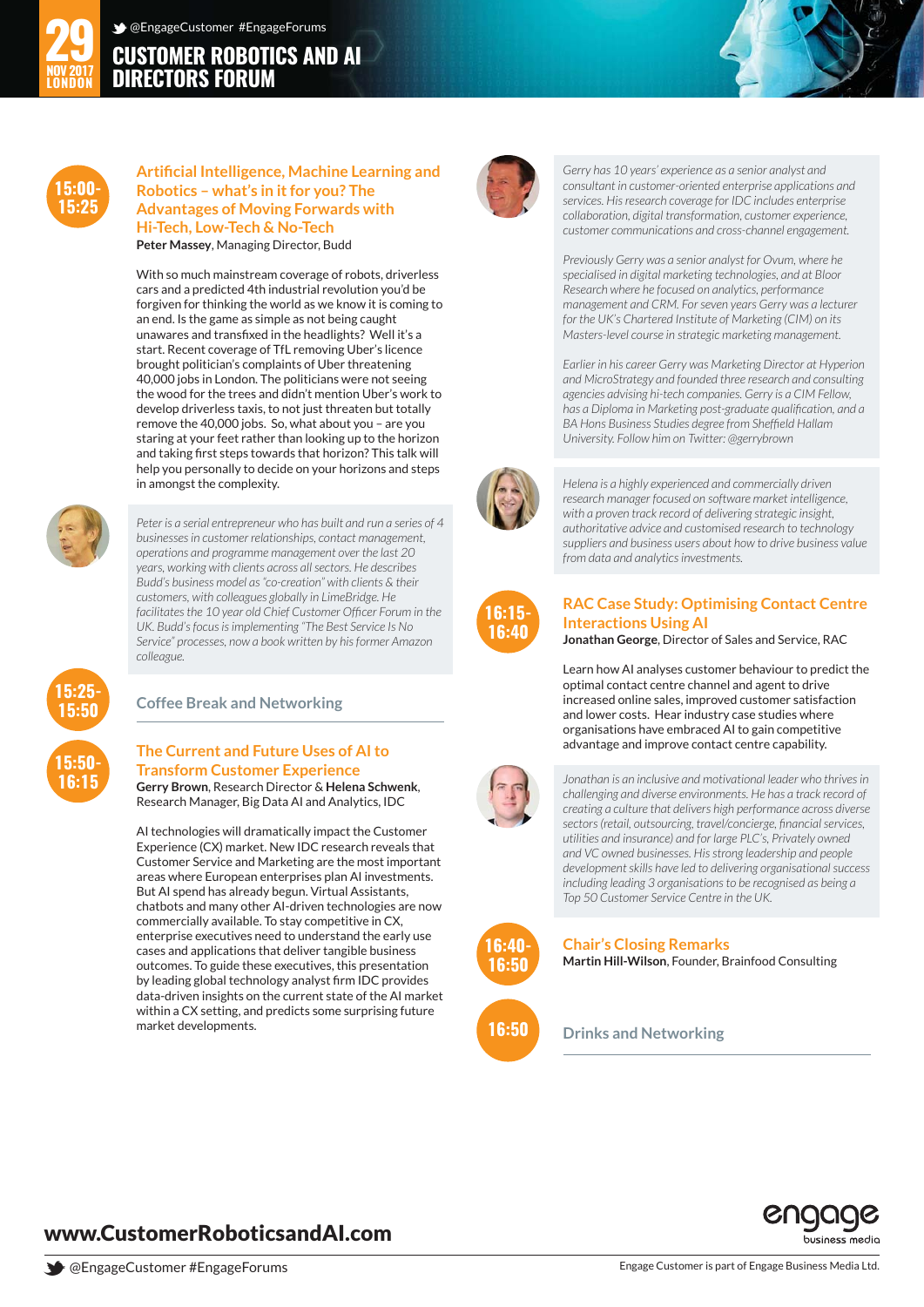# CUSTOMER ROBOTICS AND AI DIRECTORS FORUM

29 NOV 2017 LONDON

@EngageCustomer #EngageForums

**15:00-15:25**

## Artificial Intelligence, Machine Learning and Robotics – what's in it for you? The Advantages of Moving Forwards with Hi-Tech, Low-Tech & No-Tech

**Peter Massey**, Managing Director, Budd

With so much mainstream coverage of robots, driverless cars and a predicted 4th industrial revolution you'd be forgiven for thinking the world as we know it is coming to an end. Is the game as simple as not being caught unawares and transfixed in the headlights? Well it's a start. Recent coverage of TfL removing Uber's licence brought politician's complaints of Uber threatening 40,000 jobs in London. The politicians were not seeing the wood for the trees and didn't mention Uber's work to develop driverless taxis, to not just threaten but totally remove the 40,000 jobs. So, what about you – are you staring at your feet rather than looking up to the horizon and taking first steps towards that horizon? This talk will help you personally to decide on your horizons and steps in amongst the complexity.

*Peter is a serial entrepreneur who has built and run a series of 4 businesses in customer relationships, contact management, operations and programme management over the last 20 years, working with clients across all sectors. He describes Budd's business model as "co-creation" with clients & their customers, with colleagues globally in LimeBridge. He facilitates the 10 year old Chief Customer Officer Forum in the UK. Budd's focus is implementing "The Best Service Is No Service" processes, now a book written by his former Amazon colleague.*

**15:25-15:50**

## Coffee Break and Networking

**15:50-16:15**

## The Current and Future Uses of AI to Transform Customer Experience

**Gerry Brown**, Research Director & **Helena Schwenk**, Research Manager, Big Data AI and Analytics, IDC

AI technologies will dramatically impact the Customer Experience (CX) market. New IDC research reveals that Customer Service and Marketing are the most important areas where European enterprises plan AI investments. But AI spend has already begun. Virtual Assistants, chatbots and many other AI-driven technologies are now commercially available. To stay competitive in CX, enterprise executives need to understand the early use cases and applications that deliver tangible business outcomes. To guide these executives, this presentation by leading global technology analyst firm IDC provides data-driven insights on the current state of the AI market within a CX setting, and predicts some surprising future market developments.

*Gerry has 10 years' experience as a senior analyst and consultant in customer-oriented enterprise applications and services. His research coverage for IDC includes enterprise collaboration, digital transformation, customer experience, customer communications and cross-channel engagement.*

*Previously Gerry was a senior analyst for Ovum, where he specialised in digital marketing technologies, and at Bloor Research where he focused on analytics, performance management and CRM. For seven years Gerry was a lecturer for the UK's Chartered Institute of Marketing (CIM) on its Masters-level course in strategic marketing management.*

*Earlier in his career Gerry was Marketing Director at Hyperion and MicroStrategy and founded three research and consulting agencies advising hi-tech companies. Gerry is a CIM Fellow, has a Diploma in Marketing post-graduate qualification, and a BA Hons Business Studies degree from Sheffield Hallam University. Follow him on Twitter: @gerrybrown*

*Helena is a highly experienced and commercially driven research manager focused on software market intelligence, with a proven track record of delivering strategic insight, authoritative advice and customised research to technology suppliers and business users about how to drive business value from data and analytics investments.*

**16:15-16:40**

## RAC Case Study: Optimising Contact Centre Interactions Using AI

**Jonathan George**, Director of Sales and Service, RAC

Learn how AI analyses customer behaviour to predict the optimal contact centre channel and agent to drive increased online sales, improved customer satisfaction and lower costs. Hear industry case studies where organisations have embraced AI to gain competitive advantage and improve contact centre capability.

*Jonathan is an inclusive and motivational leader who thrives in challenging and diverse environments. He has a track record of creating a culture that delivers high performance across diverse sectors (retail, outsourcing, travel/concierge, financial services, utilities and insurance) and for large PLC's, Privately owned and VC owned businesses. His strong leadership and people development skills have led to delivering organisational success including leading 3 organisations to be recognised as being a Top 50 Customer Service Centre in the UK.*

**16:40-16:50**

## Chair's Closing Remarks

**Martin Hill-Wilson**, Founder, Brainfood Consulting

**16:50**

## Drinks and Networking

**www.CustomerRoboticsandAI.com**

@EngageCustomer #EngageForums

engage business media

Engage Customer is part of Engage Business Media Ltd.